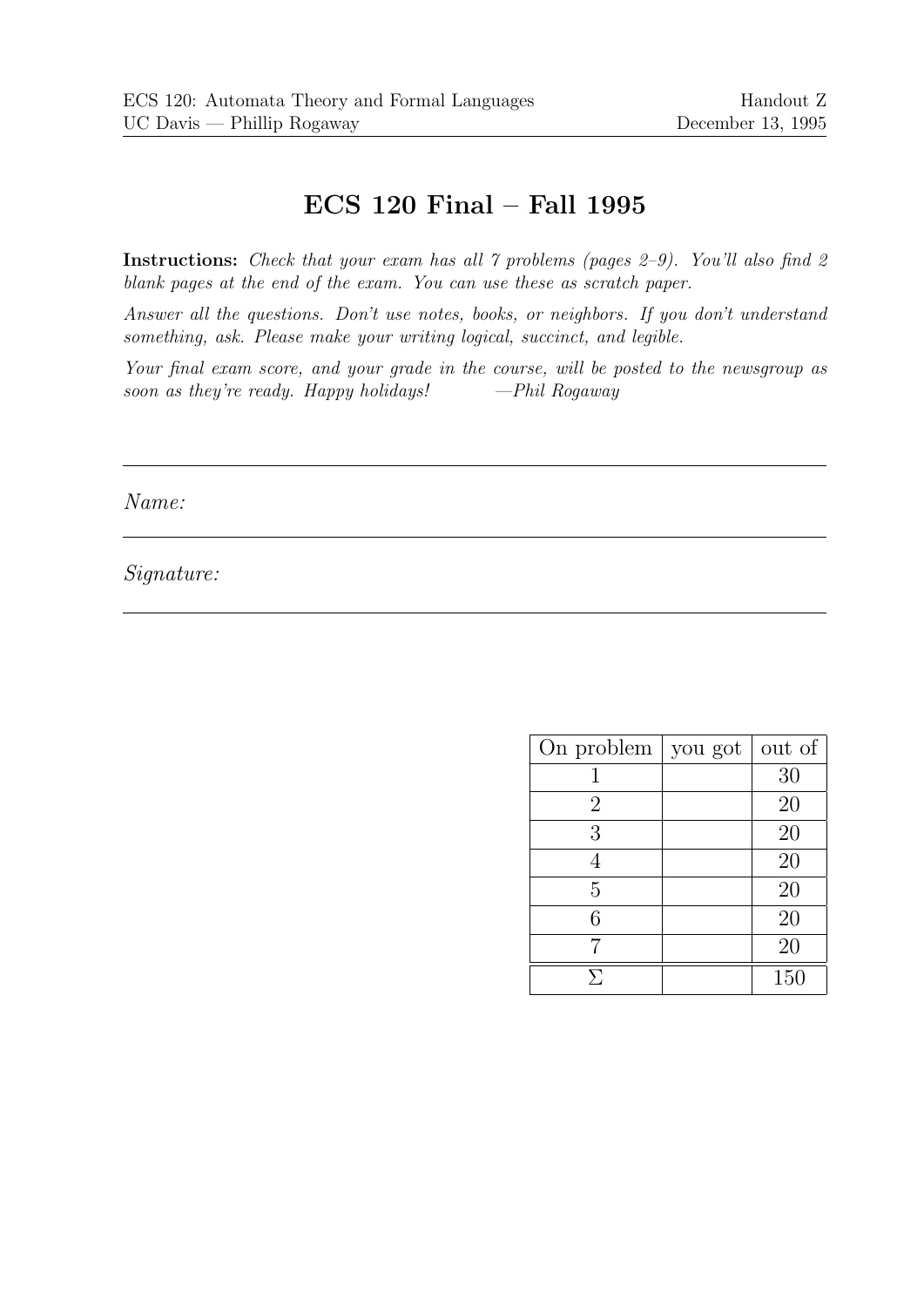ECS 120: Automata Theory and Formal Languages
UC Davis — Phillip Rogaway

Handout Z
December 13, 1995

# ECS 120 Final – Fall 1995

**Instructions:** *Check that your exam has all 7 problems (pages 2–9). You'll also find 2 blank pages at the end of the exam. You can use these as scratch paper.*

*Answer all the questions. Don't use notes, books, or neighbors. If you don't understand something, ask. Please make your writing logical, succinct, and legible.*

*Your final exam score, and your grade in the course, will be posted to the newsgroup as soon as they're ready. Happy holidays!* —*Phil Rogaway*

---

*Name:*

---

*Signature:*

---

| On problem | you got | out of |
|---|---|---|
| 1 | | 30 |
| 2 | | 20 |
| 3 | | 20 |
| 4 | | 20 |
| 5 | | 20 |
| 6 | | 20 |
| 7 | | 20 |
| $\Sigma$ | | 150 |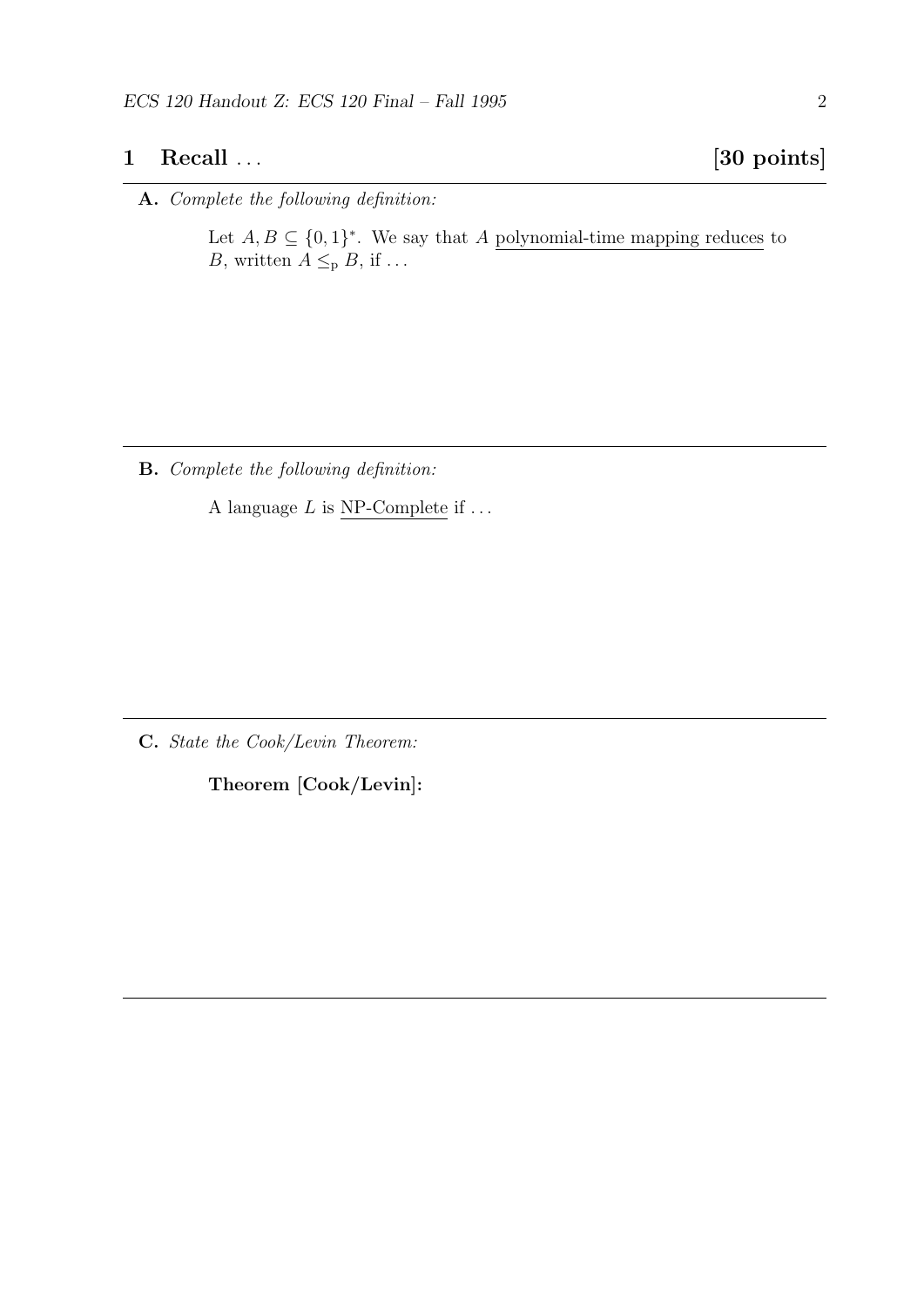## 1 Recall . . . [30 points]

**A.** *Complete the following definition:*

> Let $A, B \subseteq \{0,1\}^*$. We say that $A$ polynomial-time mapping reduces to $B$, written $A \leq_{\mathrm{p}} B$, if . . .

---

**B.** *Complete the following definition:*

> A language $L$ is NP-Complete if . . .

---

**C.** *State the Cook/Levin Theorem:*

> **Theorem [Cook/Levin]:**

---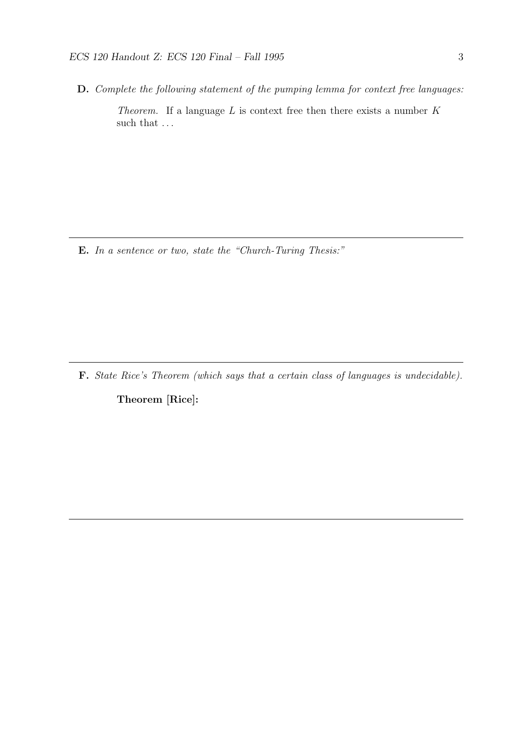**D.** *Complete the following statement of the pumping lemma for context free languages:*

> *Theorem.* If a language $L$ is context free then there exists a number $K$ such that ...

---

**E.** *In a sentence or two, state the "Church-Turing Thesis:"*

---

**F.** *State Rice's Theorem (which says that a certain class of languages is undecidable).*

> **Theorem [Rice]:**

---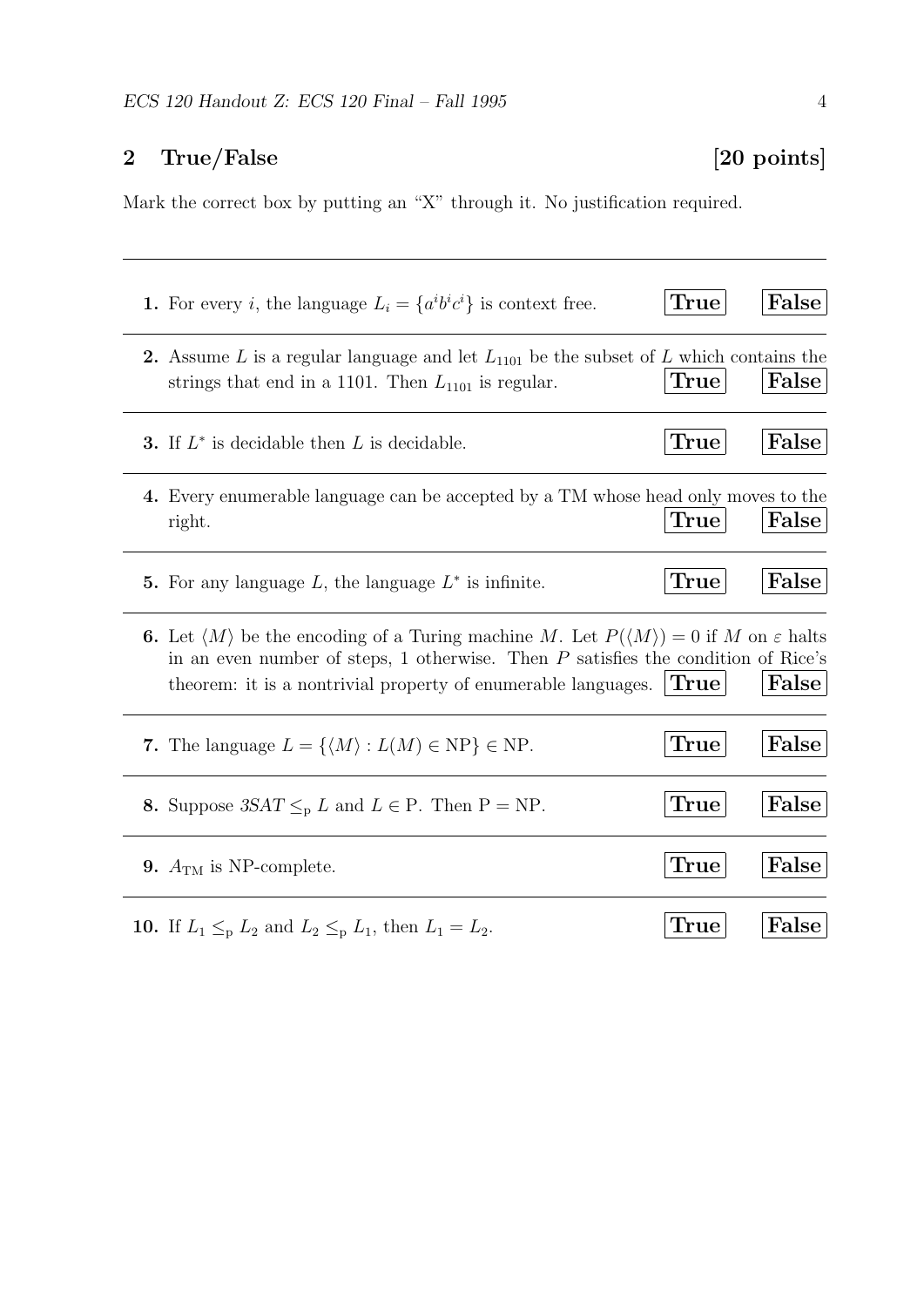## 2 True/False [20 points]

Mark the correct box by putting an "X" through it. No justification required.

---

**1.** For every $i$, the language $L_i = \{a^i b^i c^i\}$ is context free. **True** **False**

---

**2.** Assume $L$ is a regular language and let $L_{1101}$ be the subset of $L$ which contains the strings that end in a 1101. Then $L_{1101}$ is regular. **True** **False**

---

**3.** If $L^*$ is decidable then $L$ is decidable. **True** **False**

---

**4.** Every enumerable language can be accepted by a TM whose head only moves to the right. **True** **False**

---

**5.** For any language $L$, the language $L^*$ is infinite. **True** **False**

---

**6.** Let $\langle M \rangle$ be the encoding of a Turing machine $M$. Let $P(\langle M \rangle) = 0$ if $M$ on $\varepsilon$ halts in an even number of steps, 1 otherwise. Then $P$ satisfies the condition of Rice's theorem: it is a nontrivial property of enumerable languages. **True** **False**

---

**7.** The language $L = \{\langle M \rangle : L(M) \in \text{NP}\} \in \text{NP}$. **True** **False**

---

**8.** Suppose $3SAT \leq_{\text{p}} L$ and $L \in \text{P}$. Then $\text{P} = \text{NP}$. **True** **False**

---

**9.** $A_{\text{TM}}$ is NP-complete. **True** **False**

---

**10.** If $L_1 \leq_{\text{p}} L_2$ and $L_2 \leq_{\text{p}} L_1$, then $L_1 = L_2$. **True** **False**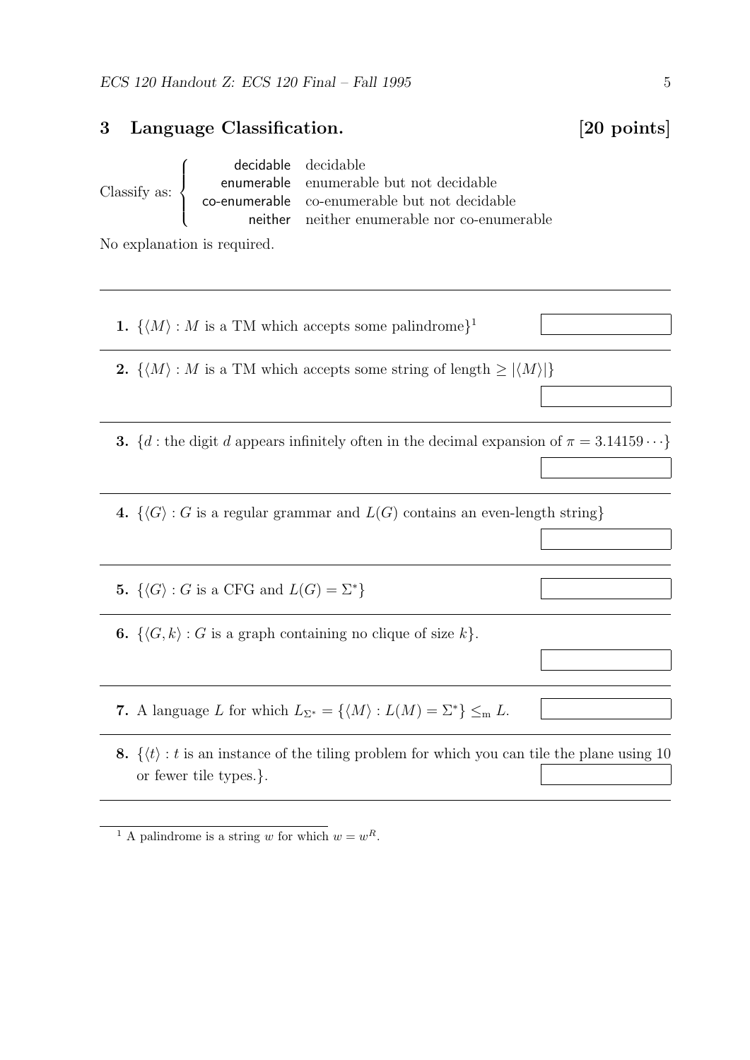## 3 Language Classification. [20 points]

Classify as:

- **decidable** — decidable
- **enumerable** — enumerable but not decidable
- **co-enumerable** — co-enumerable but not decidable
- **neither** — neither enumerable nor co-enumerable

No explanation is required.

---

**1.** $\{\langle M \rangle : M$ is a TM which accepts some palindrome$\}$[1]

---

**2.** $\{\langle M \rangle : M$ is a TM which accepts some string of length $\geq |\langle M \rangle|\}$

---

**3.** $\{d :$ the digit $d$ appears infinitely often in the decimal expansion of $\pi = 3.14159 \cdots\}$

---

**4.** $\{\langle G \rangle : G$ is a regular grammar and $L(G)$ contains an even-length string$\}$

---

**5.** $\{\langle G \rangle : G$ is a CFG and $L(G) = \Sigma^*\}$

---

**6.** $\{\langle G, k \rangle : G$ is a graph containing no clique of size $k\}$.

---

**7.** A language $L$ for which $L_{\Sigma^*} = \{\langle M \rangle : L(M) = \Sigma^*\} \leq_{\mathrm{m}} L$.

---

**8.** $\{\langle t \rangle : t$ is an instance of the tiling problem for which you can tile the plane using 10 or fewer tile types.$\}$.

---

[1] A palindrome is a string $w$ for which $w = w^R$.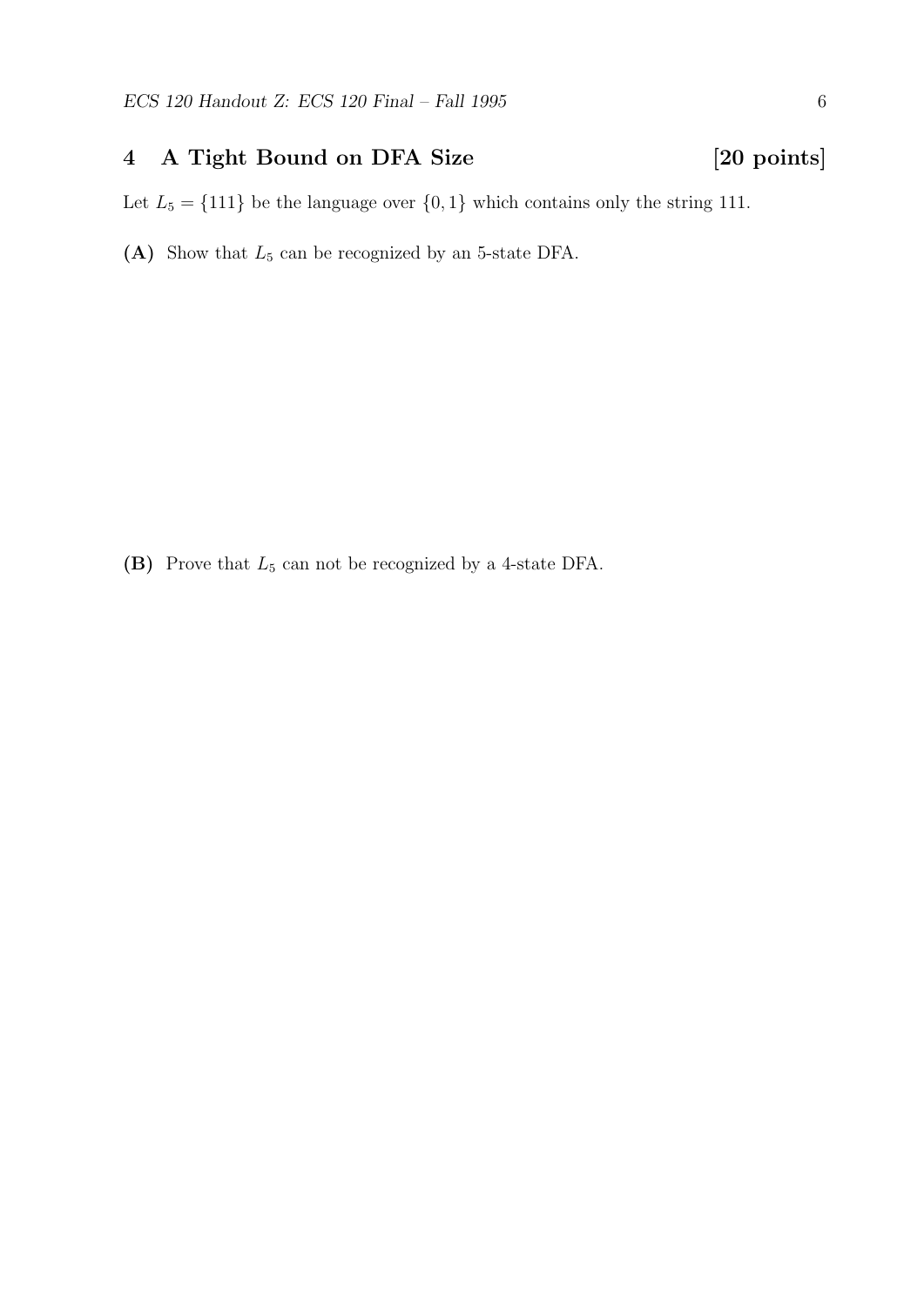## 4 A Tight Bound on DFA Size [20 points]

Let $L_5 = \{111\}$ be the language over $\{0, 1\}$ which contains only the string 111.

**(A)** Show that $L_5$ can be recognized by an 5-state DFA.

**(B)** Prove that $L_5$ can not be recognized by a 4-state DFA.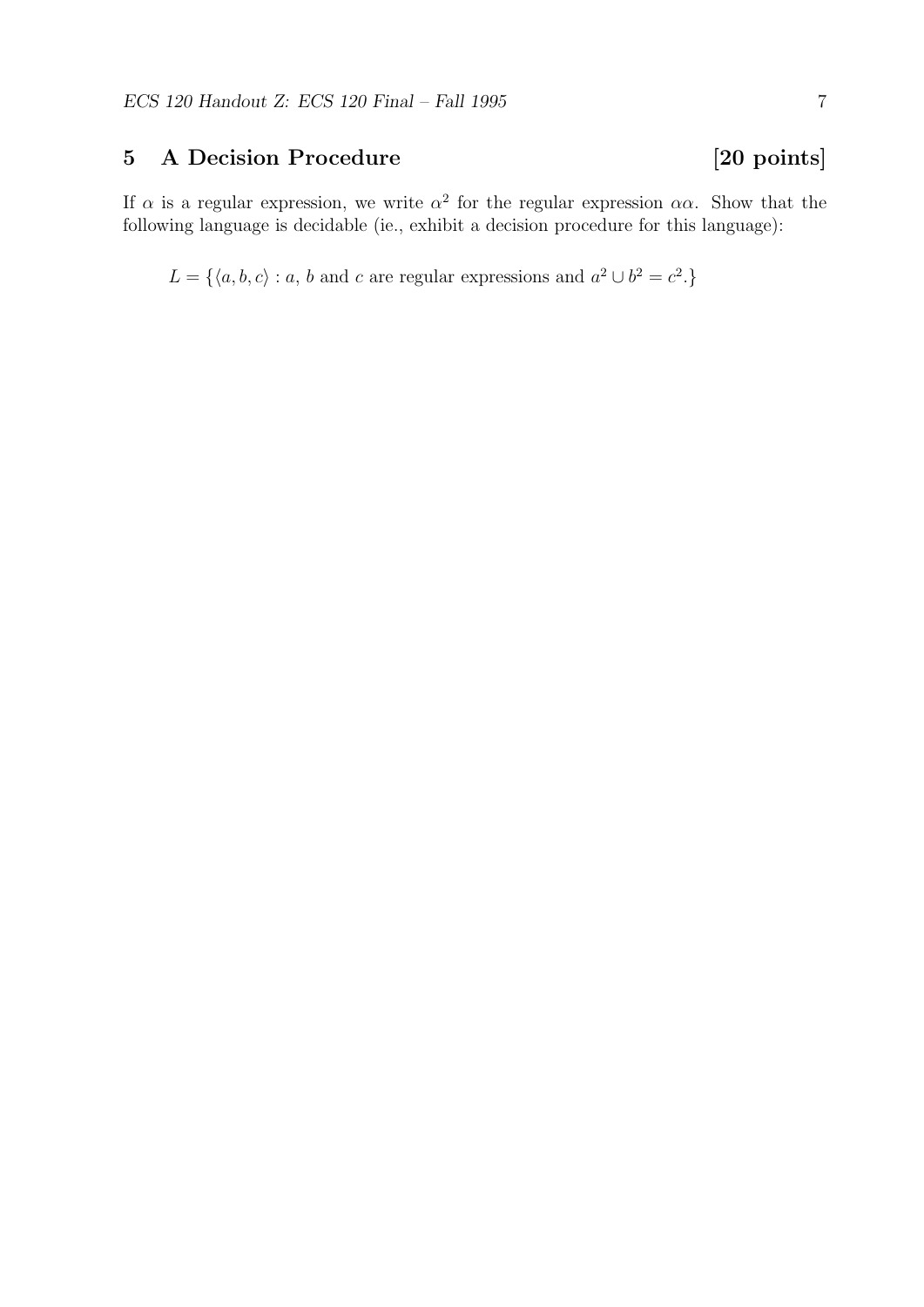## 5 A Decision Procedure [20 points]

If $\alpha$ is a regular expression, we write $\alpha^2$ for the regular expression $\alpha\alpha$. Show that the following language is decidable (ie., exhibit a decision procedure for this language):

$$L = \{\langle a, b, c\rangle : a,\ b \text{ and } c \text{ are regular expressions and } a^2 \cup b^2 = c^2.\}$$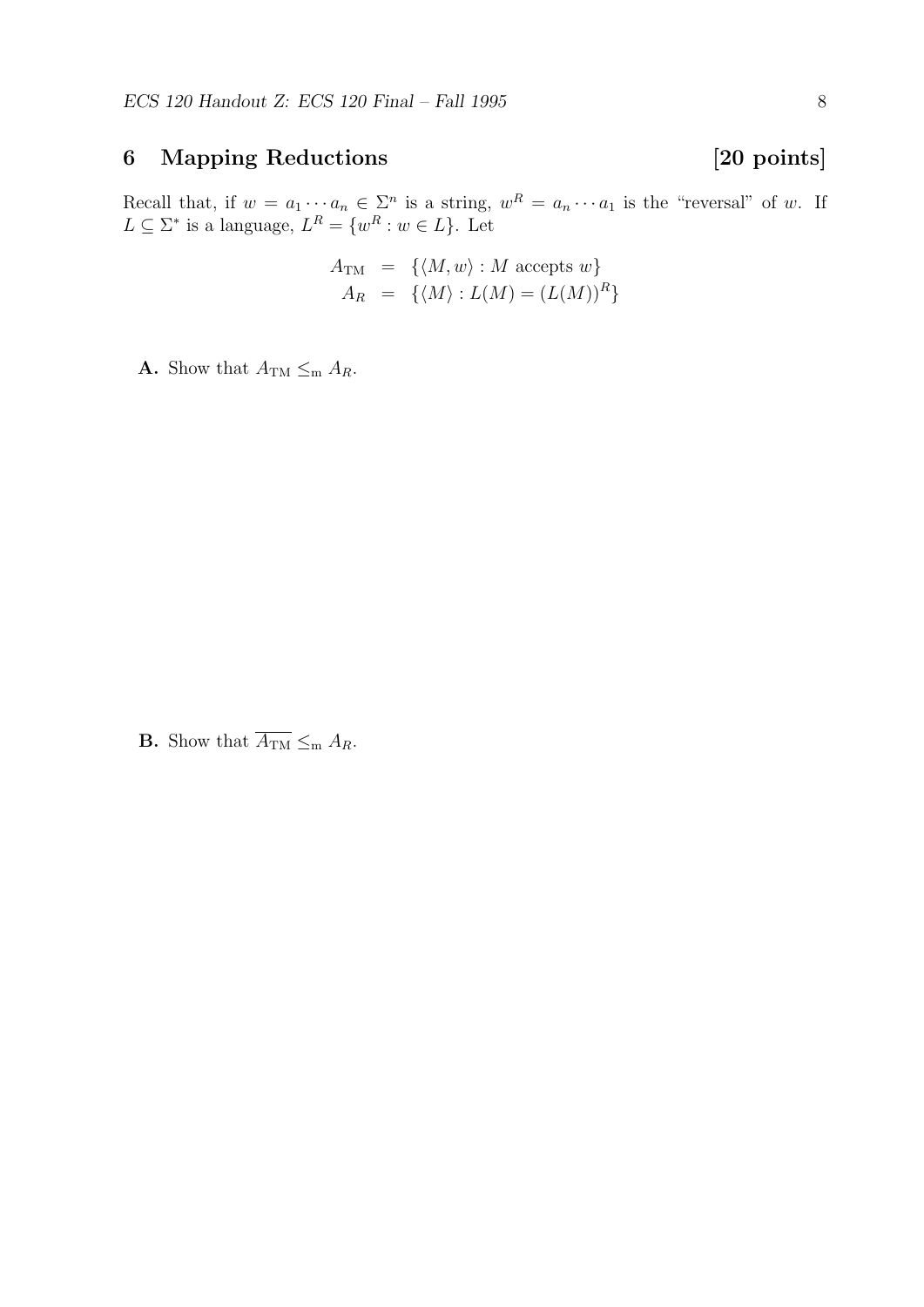## 6 Mapping Reductions [20 points]

Recall that, if $w = a_1 \cdots a_n \in \Sigma^n$ is a string, $w^R = a_n \cdots a_1$ is the "reversal" of $w$. If $L \subseteq \Sigma^*$ is a language, $L^R = \{w^R : w \in L\}$. Let

$$
\begin{aligned}
A_{\text{TM}} &= \{\langle M, w\rangle : M \text{ accepts } w\} \\
A_R &= \{\langle M\rangle : L(M) = (L(M))^R\}
\end{aligned}
$$

**A.** Show that $A_{\text{TM}} \leq_{\text{m}} A_R$.

**B.** Show that $\overline{A_{\text{TM}}} \leq_{\text{m}} A_R$.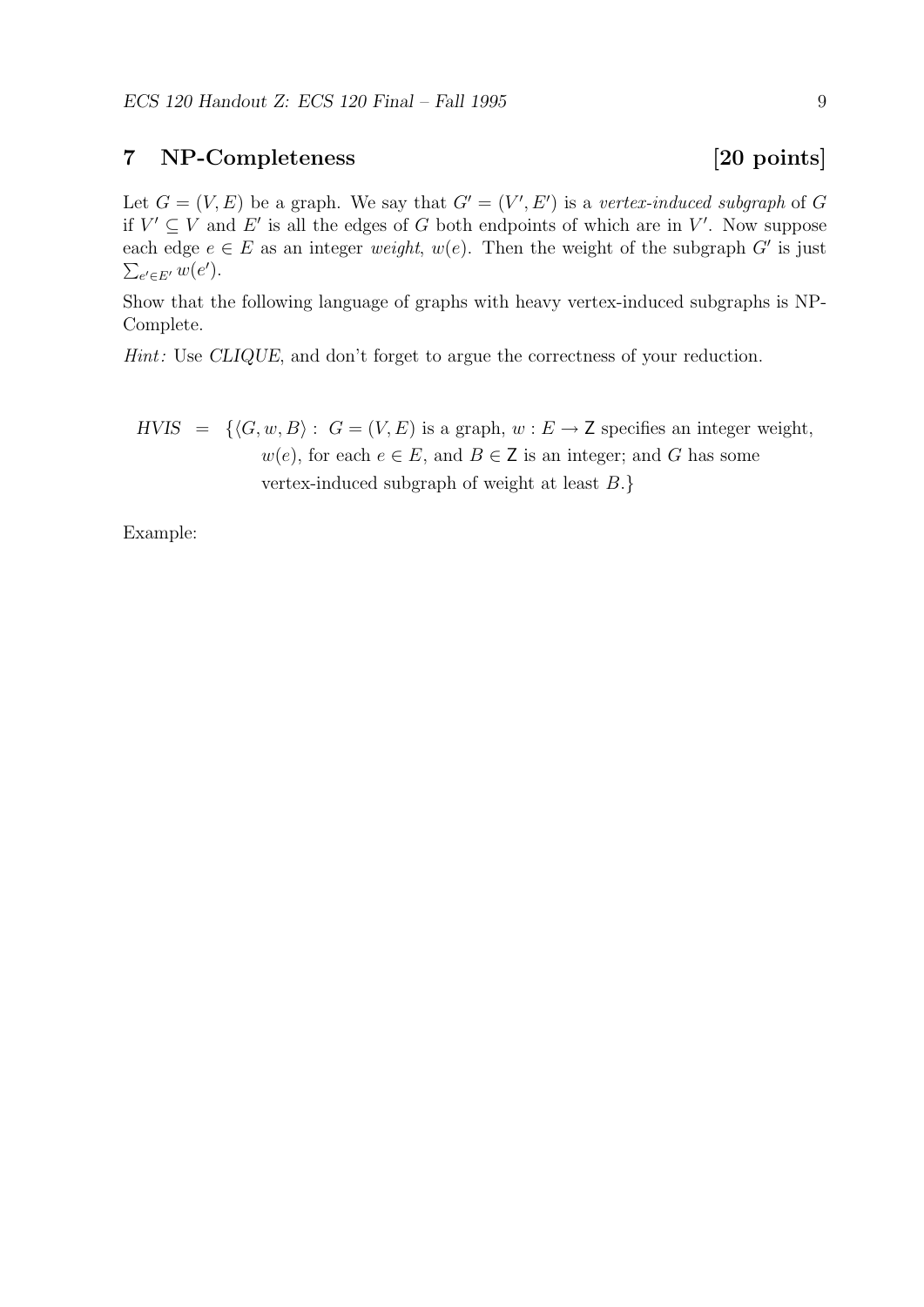## 7 NP-Completeness [20 points]

Let $G = (V, E)$ be a graph. We say that $G' = (V', E')$ is a *vertex-induced subgraph* of $G$ if $V' \subseteq V$ and $E'$ is all the edges of $G$ both endpoints of which are in $V'$. Now suppose each edge $e \in E$ as an integer *weight*, $w(e)$. Then the weight of the subgraph $G'$ is just $\sum_{e' \in E'} w(e')$.

Show that the following language of graphs with heavy vertex-induced subgraphs is NP-Complete.

*Hint:* Use *CLIQUE*, and don't forget to argue the correctness of your reduction.

$$
\begin{aligned}
\mathit{HVIS} \;=\; \{\langle G, w, B\rangle :\; & G = (V, E) \text{ is a graph, } w : E \to \mathsf{Z} \text{ specifies an integer weight,} \\
& w(e), \text{ for each } e \in E, \text{ and } B \in \mathsf{Z} \text{ is an integer; and } G \text{ has some} \\
& \text{vertex-induced subgraph of weight at least } B.\}
\end{aligned}
$$

Example: